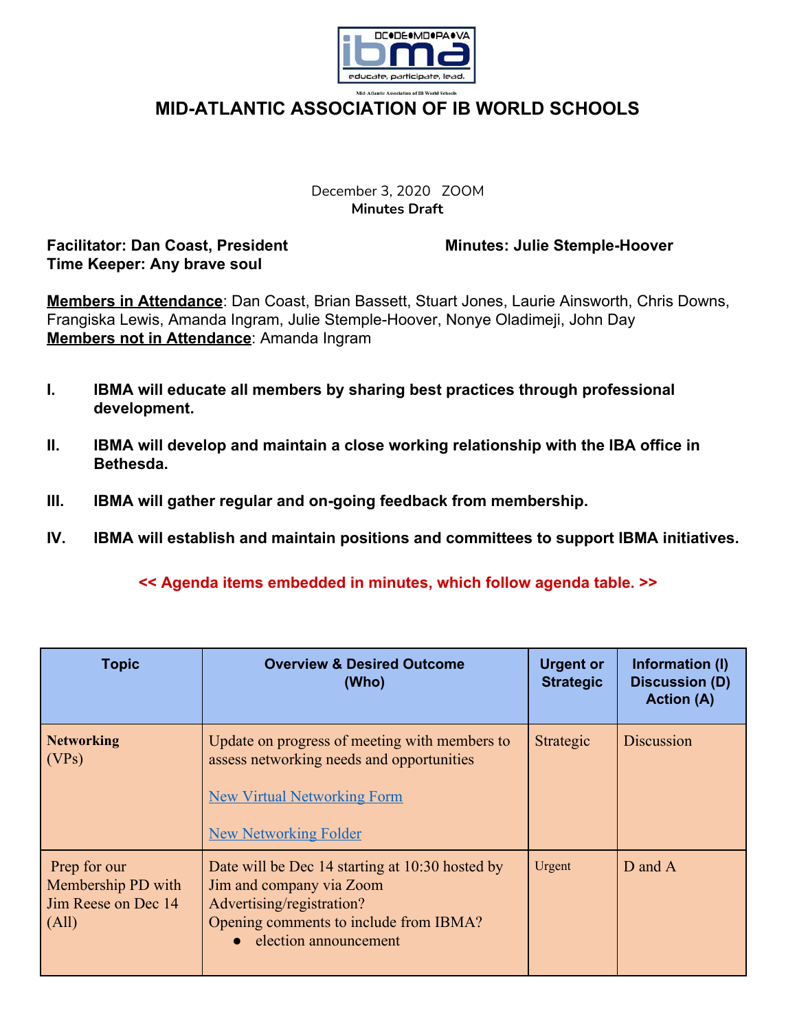DC•DE•MD•PA•VA

ibma

educate, participate, lead.

Mid-Atlantic Association of IB World Schools

# MID-ATLANTIC ASSOCIATION OF IB WORLD SCHOOLS

December 3, 2020 ZOOM
**Minutes Draft**

**Facilitator: Dan Coast, President** **Minutes: Julie Stemple-Hoover**
**Time Keeper: Any brave soul**

**Members in Attendance**: Dan Coast, Brian Bassett, Stuart Jones, Laurie Ainsworth, Chris Downs, Frangiska Lewis, Amanda Ingram, Julie Stemple-Hoover, Nonye Oladimeji, John Day
**Members not in Attendance**: Amanda Ingram

**I. IBMA will educate all members by sharing best practices through professional development.**

**II. IBMA will develop and maintain a close working relationship with the IBA office in Bethesda.**

**III. IBMA will gather regular and on-going feedback from membership.**

**IV. IBMA will establish and maintain positions and committees to support IBMA initiatives.**

**<< Agenda items embedded in minutes, which follow agenda table. >>**

| Topic | Overview & Desired Outcome (Who) | Urgent or Strategic | Information (I) Discussion (D) Action (A) |
|---|---|---|---|
| **Networking** (VPs) | Update on progress of meeting with members to assess networking needs and opportunities<br><br>New Virtual Networking Form<br><br>New Networking Folder | Strategic | Discussion |
| Prep for our Membership PD with Jim Reese on Dec 14 (All) | Date will be Dec 14 starting at 10:30 hosted by Jim and company via Zoom<br>Advertising/registration?<br>Opening comments to include from IBMA?<br>● election announcement | Urgent | D and A |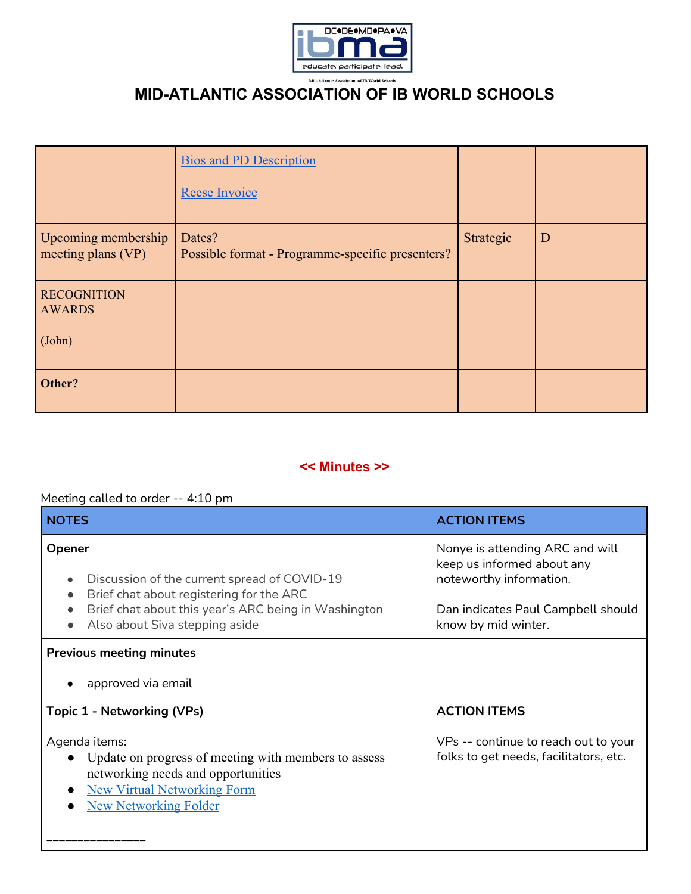# MID-ATLANTIC ASSOCIATION OF IB WORLD SCHOOLS

| | | | |
|---|---|---|---|
| | Bios and PD Description<br><br>Reese Invoice | | |
| Upcoming membership meeting plans (VP) | Dates?<br>Possible format - Programme-specific presenters? | Strategic | D |
| RECOGNITION AWARDS<br><br>(John) | | | |
| **Other?** | | | |

**<< Minutes >>**

Meeting called to order -- 4:10 pm

| NOTES | ACTION ITEMS |
|---|---|
| **Opener**<br>• Discussion of the current spread of COVID-19<br>• Brief chat about registering for the ARC<br>• Brief chat about this year's ARC being in Washington<br>• Also about Siva stepping aside | Nonye is attending ARC and will keep us informed about any noteworthy information.<br><br>Dan indicates Paul Campbell should know by mid winter. |
| **Previous meeting minutes**<br>• approved via email | |
| **Topic 1 - Networking (VPs)**<br><br>Agenda items:<br>• Update on progress of meeting with members to assess networking needs and opportunities<br>• New Virtual Networking Form<br>• New Networking Folder<br><br>_______________ | **ACTION ITEMS**<br><br>VPs -- continue to reach out to your folks to get needs, facilitators, etc. |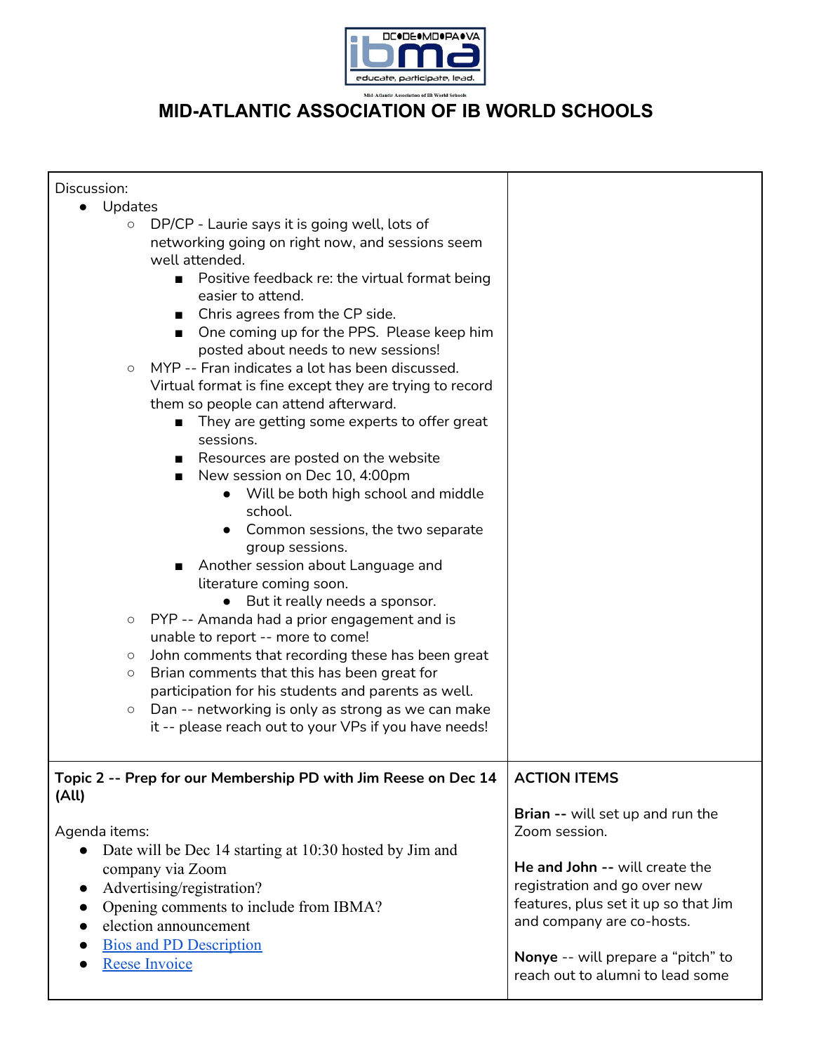# MID-ATLANTIC ASSOCIATION OF IB WORLD SCHOOLS

| | |
|---|---|
| Discussion:<br>• Updates<br>&nbsp;&nbsp;○ DP/CP - Laurie says it is going well, lots of networking going on right now, and sessions seem well attended.<br>&nbsp;&nbsp;&nbsp;&nbsp;■ Positive feedback re: the virtual format being easier to attend.<br>&nbsp;&nbsp;&nbsp;&nbsp;■ Chris agrees from the CP side.<br>&nbsp;&nbsp;&nbsp;&nbsp;■ One coming up for the PPS. Please keep him posted about needs to new sessions!<br>&nbsp;&nbsp;○ MYP -- Fran indicates a lot has been discussed. Virtual format is fine except they are trying to record them so people can attend afterward.<br>&nbsp;&nbsp;&nbsp;&nbsp;■ They are getting some experts to offer great sessions.<br>&nbsp;&nbsp;&nbsp;&nbsp;■ Resources are posted on the website<br>&nbsp;&nbsp;&nbsp;&nbsp;■ New session on Dec 10, 4:00pm<br>&nbsp;&nbsp;&nbsp;&nbsp;&nbsp;&nbsp;• Will be both high school and middle school.<br>&nbsp;&nbsp;&nbsp;&nbsp;&nbsp;&nbsp;• Common sessions, the two separate group sessions.<br>&nbsp;&nbsp;&nbsp;&nbsp;■ Another session about Language and literature coming soon.<br>&nbsp;&nbsp;&nbsp;&nbsp;&nbsp;&nbsp;• But it really needs a sponsor.<br>&nbsp;&nbsp;○ PYP -- Amanda had a prior engagement and is unable to report -- more to come!<br>&nbsp;&nbsp;○ John comments that recording these has been great<br>&nbsp;&nbsp;○ Brian comments that this has been great for participation for his students and parents as well.<br>&nbsp;&nbsp;○ Dan -- networking is only as strong as we can make it -- please reach out to your VPs if you have needs! | |
| **Topic 2 -- Prep for our Membership PD with Jim Reese on Dec 14 (All)**<br><br>Agenda items:<br>• Date will be Dec 14 starting at 10:30 hosted by Jim and company via Zoom<br>• Advertising/registration?<br>• Opening comments to include from IBMA?<br>• election announcement<br>• Bios and PD Description<br>• Reese Invoice | **ACTION ITEMS**<br><br>**Brian --** will set up and run the Zoom session.<br><br>**He and John --** will create the registration and go over new features, plus set it up so that Jim and company are co-hosts.<br><br>**Nonye** -- will prepare a "pitch" to reach out to alumni to lead some |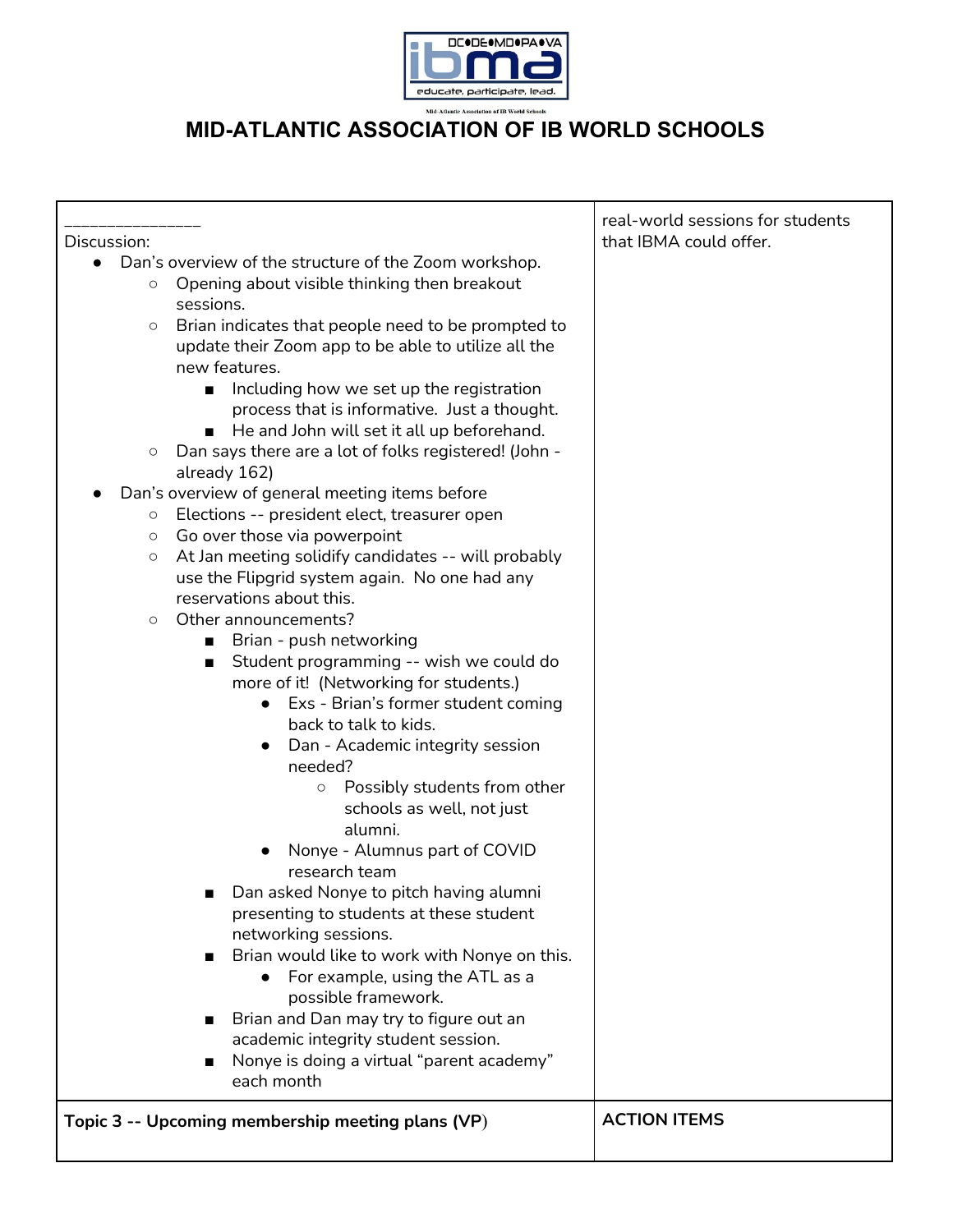# MID-ATLANTIC ASSOCIATION OF IB WORLD SCHOOLS

| \_\_\_\_\_\_\_\_\_\_\_\_\_\_\_\_<br>Discussion:<br>• Dan's overview of the structure of the Zoom workshop.<br>&nbsp;&nbsp;&nbsp;&nbsp;○ Opening about visible thinking then breakout sessions.<br>&nbsp;&nbsp;&nbsp;&nbsp;○ Brian indicates that people need to be prompted to update their Zoom app to be able to utilize all the new features.<br>&nbsp;&nbsp;&nbsp;&nbsp;&nbsp;&nbsp;&nbsp;&nbsp;■ Including how we set up the registration process that is informative. Just a thought.<br>&nbsp;&nbsp;&nbsp;&nbsp;&nbsp;&nbsp;&nbsp;&nbsp;■ He and John will set it all up beforehand.<br>&nbsp;&nbsp;&nbsp;&nbsp;○ Dan says there are a lot of folks registered! (John - already 162)<br>• Dan's overview of general meeting items before<br>&nbsp;&nbsp;&nbsp;&nbsp;○ Elections -- president elect, treasurer open<br>&nbsp;&nbsp;&nbsp;&nbsp;○ Go over those via powerpoint<br>&nbsp;&nbsp;&nbsp;&nbsp;○ At Jan meeting solidify candidates -- will probably use the Flipgrid system again. No one had any reservations about this.<br>&nbsp;&nbsp;&nbsp;&nbsp;○ Other announcements?<br>&nbsp;&nbsp;&nbsp;&nbsp;&nbsp;&nbsp;&nbsp;&nbsp;■ Brian - push networking<br>&nbsp;&nbsp;&nbsp;&nbsp;&nbsp;&nbsp;&nbsp;&nbsp;■ Student programming -- wish we could do more of it! (Networking for students.)<br>&nbsp;&nbsp;&nbsp;&nbsp;&nbsp;&nbsp;&nbsp;&nbsp;&nbsp;&nbsp;&nbsp;&nbsp;• Exs - Brian's former student coming back to talk to kids.<br>&nbsp;&nbsp;&nbsp;&nbsp;&nbsp;&nbsp;&nbsp;&nbsp;&nbsp;&nbsp;&nbsp;&nbsp;• Dan - Academic integrity session needed?<br>&nbsp;&nbsp;&nbsp;&nbsp;&nbsp;&nbsp;&nbsp;&nbsp;&nbsp;&nbsp;&nbsp;&nbsp;&nbsp;&nbsp;&nbsp;&nbsp;○ Possibly students from other schools as well, not just alumni.<br>&nbsp;&nbsp;&nbsp;&nbsp;&nbsp;&nbsp;&nbsp;&nbsp;&nbsp;&nbsp;&nbsp;&nbsp;• Nonye - Alumnus part of COVID research team<br>&nbsp;&nbsp;&nbsp;&nbsp;&nbsp;&nbsp;&nbsp;&nbsp;■ Dan asked Nonye to pitch having alumni presenting to students at these student networking sessions.<br>&nbsp;&nbsp;&nbsp;&nbsp;&nbsp;&nbsp;&nbsp;&nbsp;■ Brian would like to work with Nonye on this.<br>&nbsp;&nbsp;&nbsp;&nbsp;&nbsp;&nbsp;&nbsp;&nbsp;&nbsp;&nbsp;&nbsp;&nbsp;• For example, using the ATL as a possible framework.<br>&nbsp;&nbsp;&nbsp;&nbsp;&nbsp;&nbsp;&nbsp;&nbsp;■ Brian and Dan may try to figure out an academic integrity student session.<br>&nbsp;&nbsp;&nbsp;&nbsp;&nbsp;&nbsp;&nbsp;&nbsp;■ Nonye is doing a virtual "parent academy" each month | real-world sessions for students that IBMA could offer. |
|---|---|
| **Topic 3 -- Upcoming membership meeting plans (VP)** | **ACTION ITEMS** |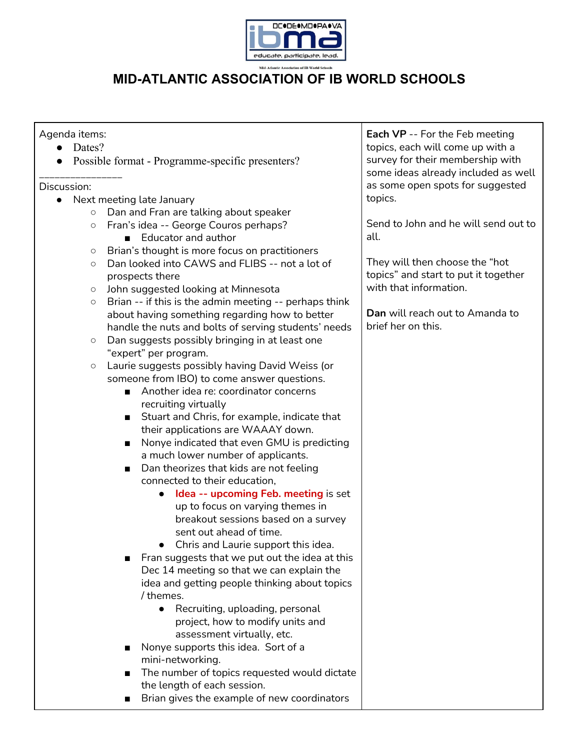# MID-ATLANTIC ASSOCIATION OF IB WORLD SCHOOLS

| Agenda items: | |
|---|---|
| Agenda items:<br>• Dates?<br>• Possible format - Programme-specific presenters?<br>_______________<br>Discussion:<br>• Next meeting late January<br>  ○ Dan and Fran are talking about speaker<br>  ○ Fran's idea -- George Couros perhaps?<br>    ■ Educator and author<br>  ○ Brian's thought is more focus on practitioners<br>  ○ Dan looked into CAWS and FLIBS -- not a lot of prospects there<br>  ○ John suggested looking at Minnesota<br>  ○ Brian -- if this is the admin meeting -- perhaps think about having something regarding how to better handle the nuts and bolts of serving students' needs<br>  ○ Dan suggests possibly bringing in at least one "expert" per program.<br>  ○ Laurie suggests possibly having David Weiss (or someone from IBO) to come answer questions.<br>    ■ Another idea re: coordinator concerns recruiting virtually<br>    ■ Stuart and Chris, for example, indicate that their applications are WAAAY down.<br>    ■ Nonye indicated that even GMU is predicting a much lower number of applicants.<br>    ■ Dan theorizes that kids are not feeling connected to their education,<br>      • **Idea -- upcoming Feb. meeting** is set up to focus on varying themes in breakout sessions based on a survey sent out ahead of time.<br>      • Chris and Laurie support this idea.<br>    ■ Fran suggests that we put out the idea at this Dec 14 meeting so that we can explain the idea and getting people thinking about topics / themes.<br>      • Recruiting, uploading, personal project, how to modify units and assessment virtually, etc.<br>    ■ Nonye supports this idea. Sort of a mini-networking.<br>    ■ The number of topics requested would dictate the length of each session.<br>    ■ Brian gives the example of new coordinators | **Each VP** -- For the Feb meeting topics, each will come up with a survey for their membership with some ideas already included as well as some open spots for suggested topics.<br><br>Send to John and he will send out to all.<br><br>They will then choose the "hot topics" and start to put it together with that information.<br><br>**Dan** will reach out to Amanda to brief her on this. |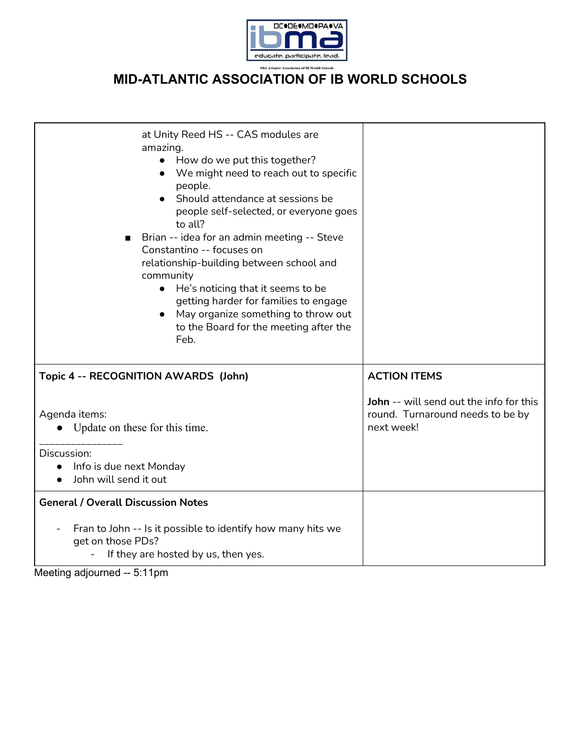# MID-ATLANTIC ASSOCIATION OF IB WORLD SCHOOLS

| | |
|---|---|
| at Unity Reed HS -- CAS modules are amazing.<br>● How do we put this together?<br>● We might need to reach out to specific people.<br>● Should attendance at sessions be people self-selected, or everyone goes to all?<br>■ Brian -- idea for an admin meeting -- Steve Constantino -- focuses on relationship-building between school and community<br>● He's noticing that it seems to be getting harder for families to engage<br>● May organize something to throw out to the Board for the meeting after the Feb. | |
| **Topic 4 -- RECOGNITION AWARDS (John)**<br><br>Agenda items:<br>● Update on these for this time.<br>_______________<br>Discussion:<br>● Info is due next Monday<br>● John will send it out | **ACTION ITEMS**<br><br>**John** -- will send out the info for this round. Turnaround needs to be by next week! |
| **General / Overall Discussion Notes**<br><br>- Fran to John -- Is it possible to identify how many hits we get on those PDs?<br>- If they are hosted by us, then yes. | |

Meeting adjourned -- 5:11pm